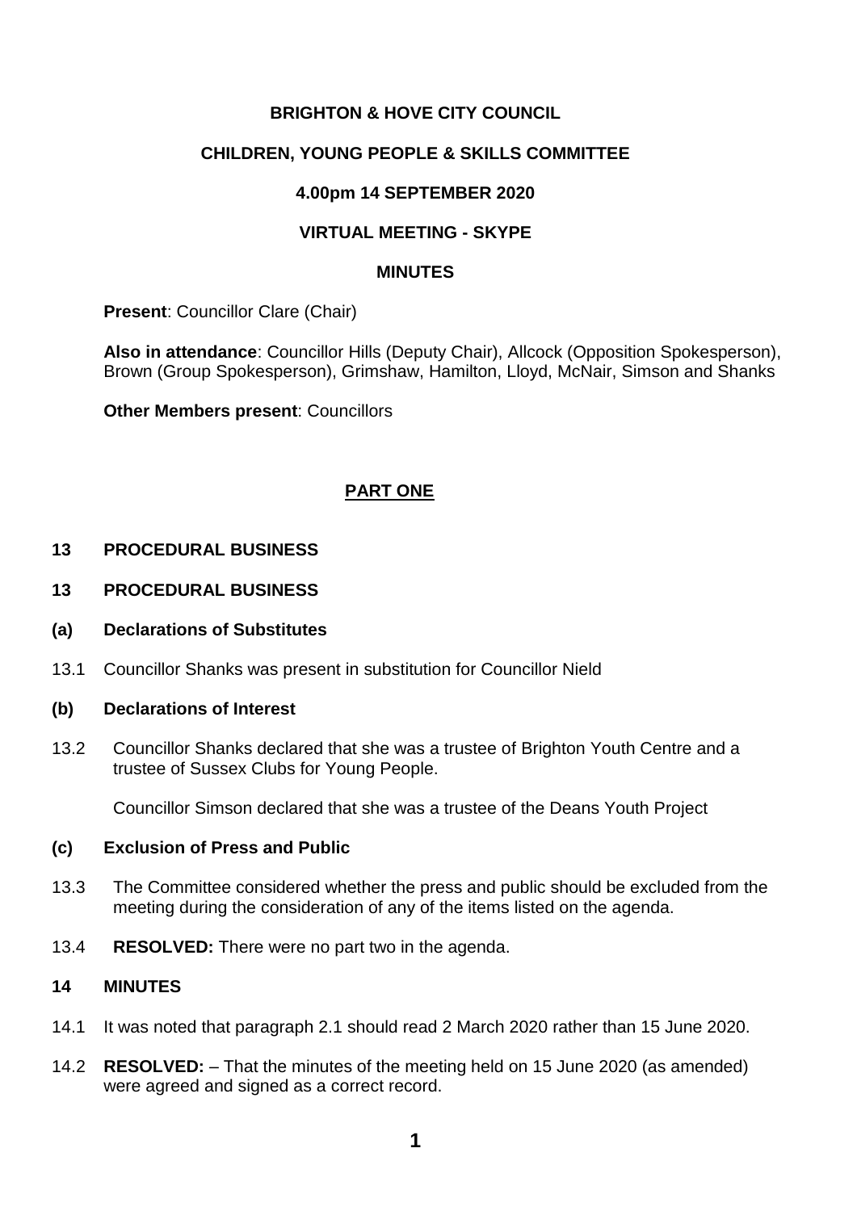**BRIGHTON & HOVE CITY COUNCIL**

**CHILDREN, YOUNG PEOPLE & SKILLS COMMITTEE**

**4.00pm 14 SEPTEMBER 2020**

**VIRTUAL MEETING - SKYPE**

**MINUTES**

**Present**: Councillor Clare (Chair)

**Also in attendance**: Councillor Hills (Deputy Chair), Allcock (Opposition Spokesperson), Brown (Group Spokesperson), Grimshaw, Hamilton, Lloyd, McNair, Simson and Shanks

**Other Members present**: Councillors

## PART ONE

### 13 PROCEDURAL BUSINESS

### 13 PROCEDURAL BUSINESS

**(a) Declarations of Substitutes**

13.1 Councillor Shanks was present in substitution for Councillor Nield

**(b) Declarations of Interest**

13.2 Councillor Shanks declared that she was a trustee of Brighton Youth Centre and a trustee of Sussex Clubs for Young People.

Councillor Simson declared that she was a trustee of the Deans Youth Project

**(c) Exclusion of Press and Public**

13.3 The Committee considered whether the press and public should be excluded from the meeting during the consideration of any of the items listed on the agenda.

13.4 **RESOLVED:** There were no part two in the agenda.

### 14 MINUTES

14.1 It was noted that paragraph 2.1 should read 2 March 2020 rather than 15 June 2020.

14.2 **RESOLVED:** – That the minutes of the meeting held on 15 June 2020 (as amended) were agreed and signed as a correct record.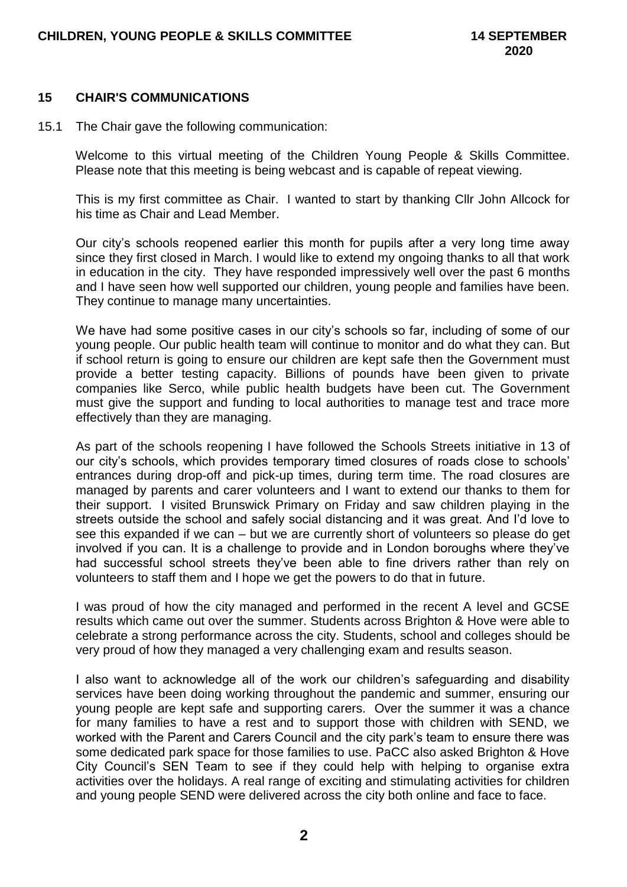## 15 CHAIR'S COMMUNICATIONS

15.1 The Chair gave the following communication:

Welcome to this virtual meeting of the Children Young People & Skills Committee. Please note that this meeting is being webcast and is capable of repeat viewing.

This is my first committee as Chair. I wanted to start by thanking Cllr John Allcock for his time as Chair and Lead Member.

Our city's schools reopened earlier this month for pupils after a very long time away since they first closed in March. I would like to extend my ongoing thanks to all that work in education in the city. They have responded impressively well over the past 6 months and I have seen how well supported our children, young people and families have been. They continue to manage many uncertainties.

We have had some positive cases in our city's schools so far, including of some of our young people. Our public health team will continue to monitor and do what they can. But if school return is going to ensure our children are kept safe then the Government must provide a better testing capacity. Billions of pounds have been given to private companies like Serco, while public health budgets have been cut. The Government must give the support and funding to local authorities to manage test and trace more effectively than they are managing.

As part of the schools reopening I have followed the Schools Streets initiative in 13 of our city's schools, which provides temporary timed closures of roads close to schools' entrances during drop-off and pick-up times, during term time. The road closures are managed by parents and carer volunteers and I want to extend our thanks to them for their support. I visited Brunswick Primary on Friday and saw children playing in the streets outside the school and safely social distancing and it was great. And I'd love to see this expanded if we can – but we are currently short of volunteers so please do get involved if you can. It is a challenge to provide and in London boroughs where they've had successful school streets they've been able to fine drivers rather than rely on volunteers to staff them and I hope we get the powers to do that in future.

I was proud of how the city managed and performed in the recent A level and GCSE results which came out over the summer. Students across Brighton & Hove were able to celebrate a strong performance across the city. Students, school and colleges should be very proud of how they managed a very challenging exam and results season.

I also want to acknowledge all of the work our children's safeguarding and disability services have been doing working throughout the pandemic and summer, ensuring our young people are kept safe and supporting carers. Over the summer it was a chance for many families to have a rest and to support those with children with SEND, we worked with the Parent and Carers Council and the city park's team to ensure there was some dedicated park space for those families to use. PaCC also asked Brighton & Hove City Council's SEN Team to see if they could help with helping to organise extra activities over the holidays. A real range of exciting and stimulating activities for children and young people SEND were delivered across the city both online and face to face.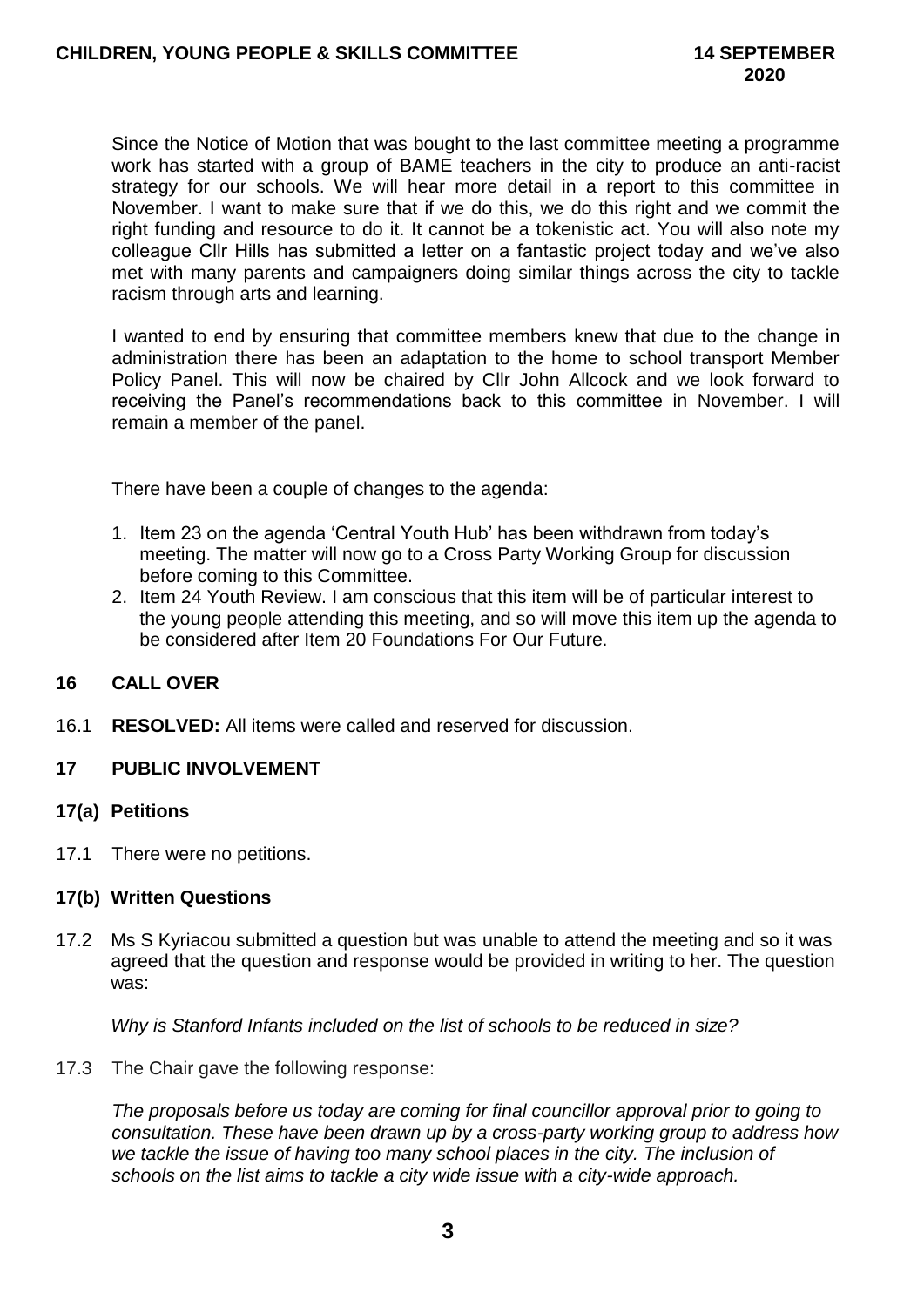Since the Notice of Motion that was bought to the last committee meeting a programme work has started with a group of BAME teachers in the city to produce an anti-racist strategy for our schools. We will hear more detail in a report to this committee in November. I want to make sure that if we do this, we do this right and we commit the right funding and resource to do it. It cannot be a tokenistic act. You will also note my colleague Cllr Hills has submitted a letter on a fantastic project today and we've also met with many parents and campaigners doing similar things across the city to tackle racism through arts and learning.

I wanted to end by ensuring that committee members knew that due to the change in administration there has been an adaptation to the home to school transport Member Policy Panel. This will now be chaired by Cllr John Allcock and we look forward to receiving the Panel's recommendations back to this committee in November. I will remain a member of the panel.

There have been a couple of changes to the agenda:

1. Item 23 on the agenda 'Central Youth Hub' has been withdrawn from today's meeting. The matter will now go to a Cross Party Working Group for discussion before coming to this Committee.
2. Item 24 Youth Review. I am conscious that this item will be of particular interest to the young people attending this meeting, and so will move this item up the agenda to be considered after Item 20 Foundations For Our Future.

## 16 CALL OVER

16.1 **RESOLVED:** All items were called and reserved for discussion.

## 17 PUBLIC INVOLVEMENT

### 17(a) Petitions

17.1 There were no petitions.

### 17(b) Written Questions

17.2 Ms S Kyriacou submitted a question but was unable to attend the meeting and so it was agreed that the question and response would be provided in writing to her. The question was:

*Why is Stanford Infants included on the list of schools to be reduced in size?*

17.3 The Chair gave the following response:

*The proposals before us today are coming for final councillor approval prior to going to consultation. These have been drawn up by a cross-party working group to address how we tackle the issue of having too many school places in the city. The inclusion of schools on the list aims to tackle a city wide issue with a city-wide approach.*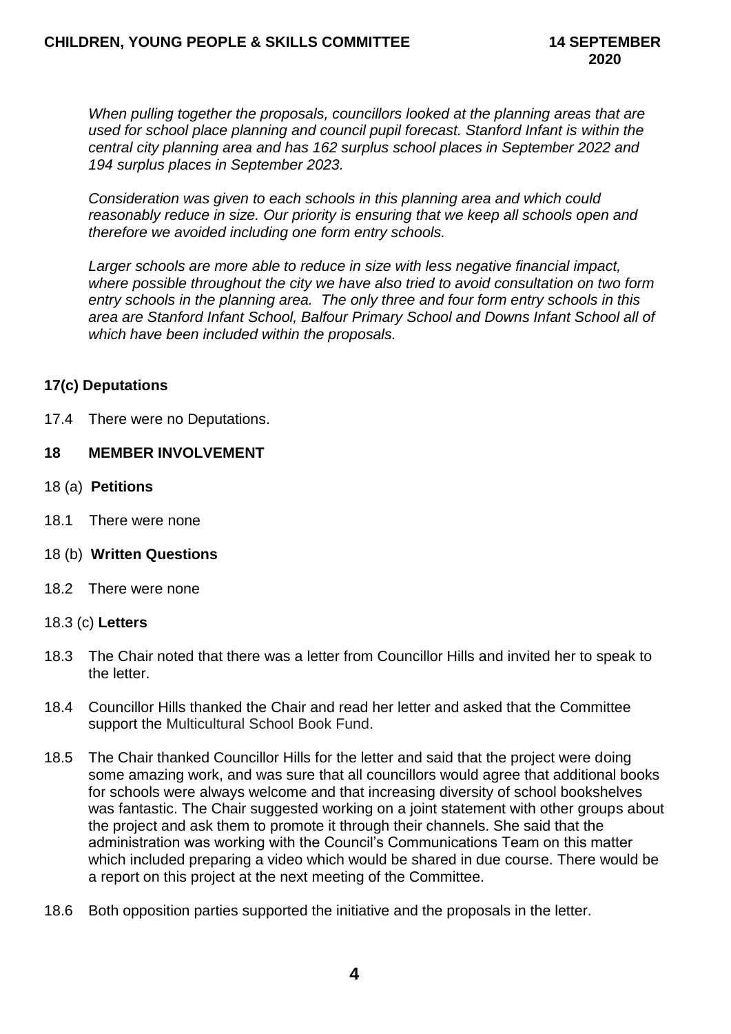*When pulling together the proposals, councillors looked at the planning areas that are used for school place planning and council pupil forecast. Stanford Infant is within the central city planning area and has 162 surplus school places in September 2022 and 194 surplus places in September 2023.*

*Consideration was given to each schools in this planning area and which could reasonably reduce in size. Our priority is ensuring that we keep all schools open and therefore we avoided including one form entry schools.*

*Larger schools are more able to reduce in size with less negative financial impact, where possible throughout the city we have also tried to avoid consultation on two form entry schools in the planning area. The only three and four form entry schools in this area are Stanford Infant School, Balfour Primary School and Downs Infant School all of which have been included within the proposals.*

**17(c) Deputations**

17.4 There were no Deputations.

## 18 MEMBER INVOLVEMENT

18 (a) **Petitions**

18.1 There were none

18 (b) **Written Questions**

18.2 There were none

18.3 (c) **Letters**

18.3 The Chair noted that there was a letter from Councillor Hills and invited her to speak to the letter.

18.4 Councillor Hills thanked the Chair and read her letter and asked that the Committee support the Multicultural School Book Fund.

18.5 The Chair thanked Councillor Hills for the letter and said that the project were doing some amazing work, and was sure that all councillors would agree that additional books for schools were always welcome and that increasing diversity of school bookshelves was fantastic. The Chair suggested working on a joint statement with other groups about the project and ask them to promote it through their channels. She said that the administration was working with the Council's Communications Team on this matter which included preparing a video which would be shared in due course. There would be a report on this project at the next meeting of the Committee.

18.6 Both opposition parties supported the initiative and the proposals in the letter.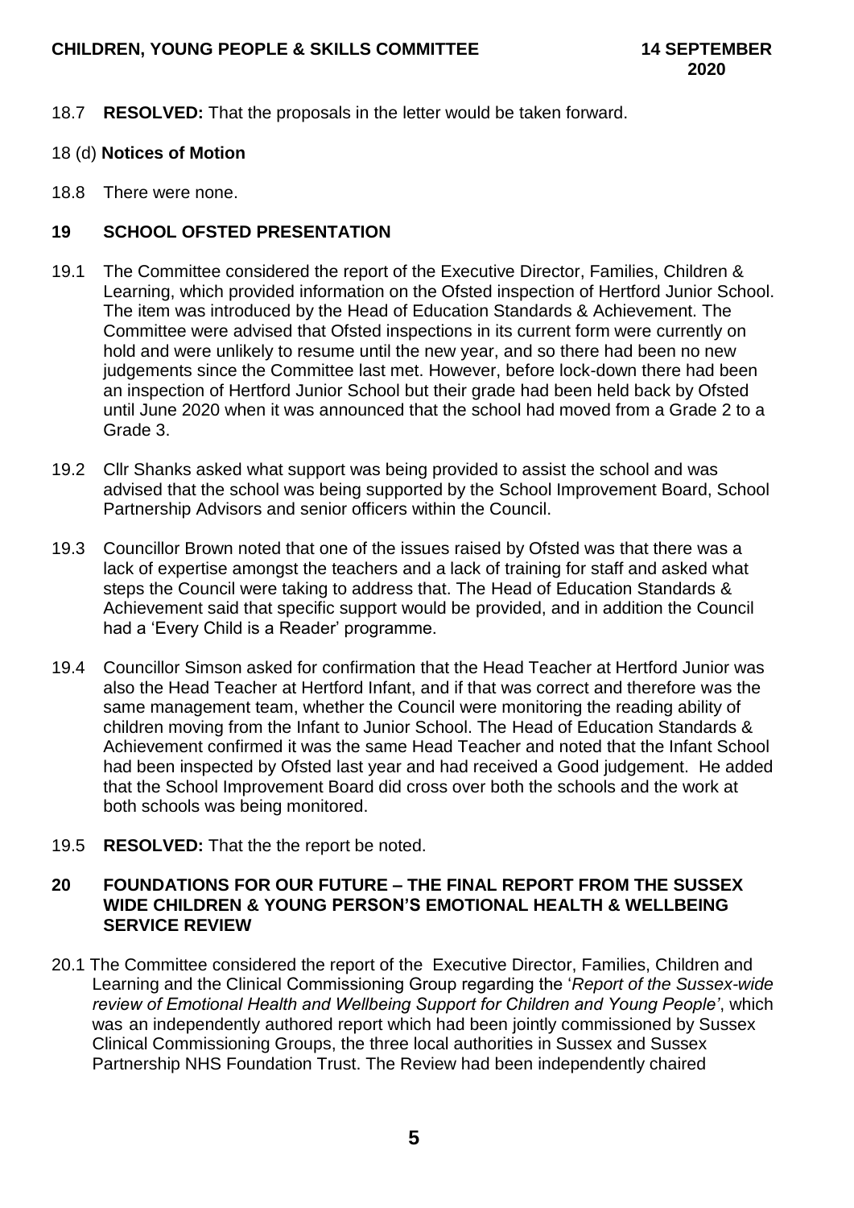18.7 **RESOLVED:** That the proposals in the letter would be taken forward.

18 (d) **Notices of Motion**

18.8 There were none.

## 19 SCHOOL OFSTED PRESENTATION

19.1 The Committee considered the report of the Executive Director, Families, Children & Learning, which provided information on the Ofsted inspection of Hertford Junior School. The item was introduced by the Head of Education Standards & Achievement. The Committee were advised that Ofsted inspections in its current form were currently on hold and were unlikely to resume until the new year, and so there had been no new judgements since the Committee last met. However, before lock-down there had been an inspection of Hertford Junior School but their grade had been held back by Ofsted until June 2020 when it was announced that the school had moved from a Grade 2 to a Grade 3.

19.2 Cllr Shanks asked what support was being provided to assist the school and was advised that the school was being supported by the School Improvement Board, School Partnership Advisors and senior officers within the Council.

19.3 Councillor Brown noted that one of the issues raised by Ofsted was that there was a lack of expertise amongst the teachers and a lack of training for staff and asked what steps the Council were taking to address that. The Head of Education Standards & Achievement said that specific support would be provided, and in addition the Council had a 'Every Child is a Reader' programme.

19.4 Councillor Simson asked for confirmation that the Head Teacher at Hertford Junior was also the Head Teacher at Hertford Infant, and if that was correct and therefore was the same management team, whether the Council were monitoring the reading ability of children moving from the Infant to Junior School. The Head of Education Standards & Achievement confirmed it was the same Head Teacher and noted that the Infant School had been inspected by Ofsted last year and had received a Good judgement. He added that the School Improvement Board did cross over both the schools and the work at both schools was being monitored.

19.5 **RESOLVED:** That the the report be noted.

## 20 FOUNDATIONS FOR OUR FUTURE – THE FINAL REPORT FROM THE SUSSEX WIDE CHILDREN & YOUNG PERSON'S EMOTIONAL HEALTH & WELLBEING SERVICE REVIEW

20.1 The Committee considered the report of the Executive Director, Families, Children and Learning and the Clinical Commissioning Group regarding the '*Report of the Sussex-wide review of Emotional Health and Wellbeing Support for Children and Young People'*, which was an independently authored report which had been jointly commissioned by Sussex Clinical Commissioning Groups, the three local authorities in Sussex and Sussex Partnership NHS Foundation Trust. The Review had been independently chaired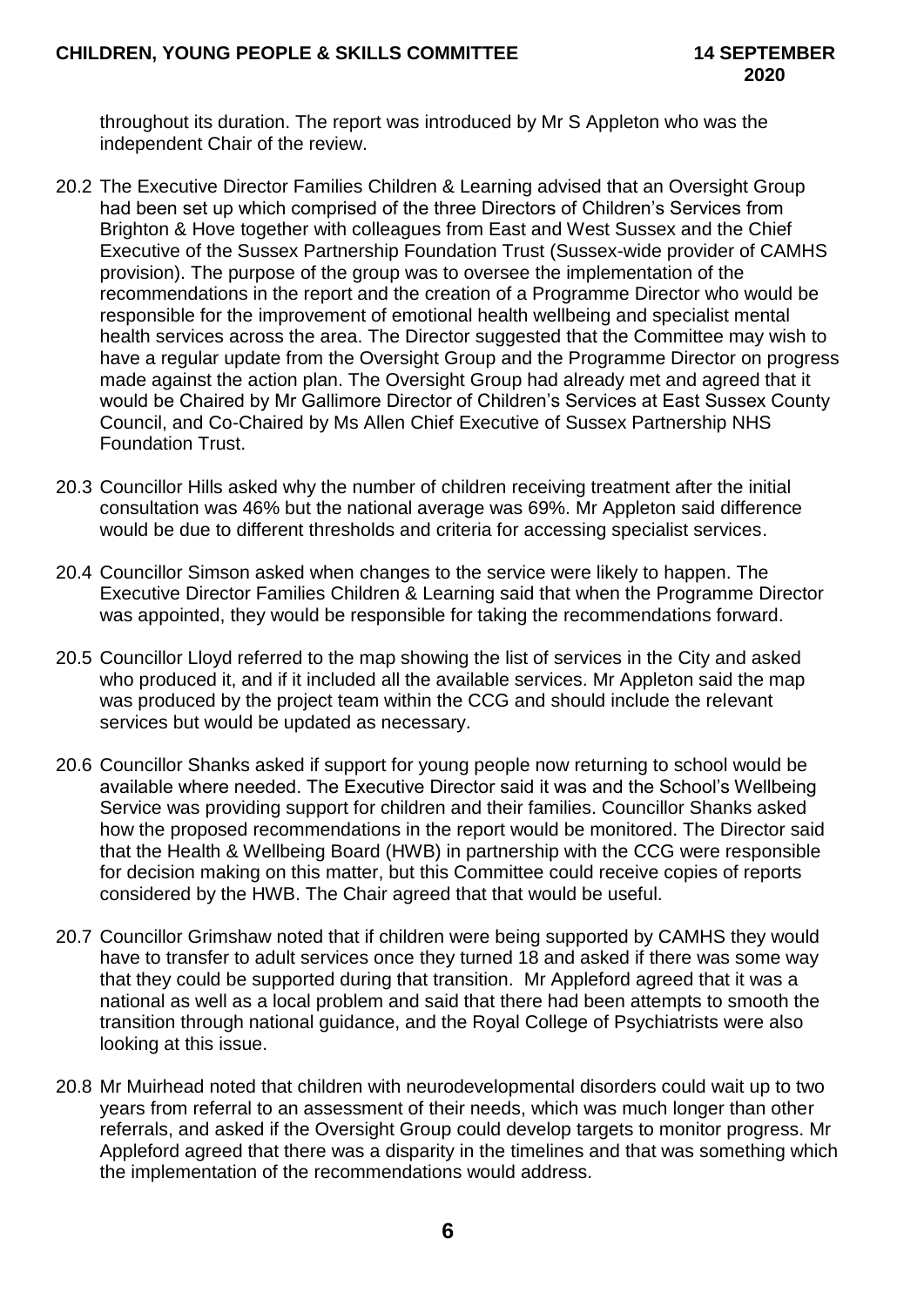throughout its duration. The report was introduced by Mr S Appleton who was the independent Chair of the review.

20.2 The Executive Director Families Children & Learning advised that an Oversight Group had been set up which comprised of the three Directors of Children's Services from Brighton & Hove together with colleagues from East and West Sussex and the Chief Executive of the Sussex Partnership Foundation Trust (Sussex-wide provider of CAMHS provision). The purpose of the group was to oversee the implementation of the recommendations in the report and the creation of a Programme Director who would be responsible for the improvement of emotional health wellbeing and specialist mental health services across the area. The Director suggested that the Committee may wish to have a regular update from the Oversight Group and the Programme Director on progress made against the action plan. The Oversight Group had already met and agreed that it would be Chaired by Mr Gallimore Director of Children's Services at East Sussex County Council, and Co-Chaired by Ms Allen Chief Executive of Sussex Partnership NHS Foundation Trust.

20.3 Councillor Hills asked why the number of children receiving treatment after the initial consultation was 46% but the national average was 69%. Mr Appleton said difference would be due to different thresholds and criteria for accessing specialist services.

20.4 Councillor Simson asked when changes to the service were likely to happen. The Executive Director Families Children & Learning said that when the Programme Director was appointed, they would be responsible for taking the recommendations forward.

20.5 Councillor Lloyd referred to the map showing the list of services in the City and asked who produced it, and if it included all the available services. Mr Appleton said the map was produced by the project team within the CCG and should include the relevant services but would be updated as necessary.

20.6 Councillor Shanks asked if support for young people now returning to school would be available where needed. The Executive Director said it was and the School's Wellbeing Service was providing support for children and their families. Councillor Shanks asked how the proposed recommendations in the report would be monitored. The Director said that the Health & Wellbeing Board (HWB) in partnership with the CCG were responsible for decision making on this matter, but this Committee could receive copies of reports considered by the HWB. The Chair agreed that that would be useful.

20.7 Councillor Grimshaw noted that if children were being supported by CAMHS they would have to transfer to adult services once they turned 18 and asked if there was some way that they could be supported during that transition. Mr Appleford agreed that it was a national as well as a local problem and said that there had been attempts to smooth the transition through national guidance, and the Royal College of Psychiatrists were also looking at this issue.

20.8 Mr Muirhead noted that children with neurodevelopmental disorders could wait up to two years from referral to an assessment of their needs, which was much longer than other referrals, and asked if the Oversight Group could develop targets to monitor progress. Mr Appleford agreed that there was a disparity in the timelines and that was something which the implementation of the recommendations would address.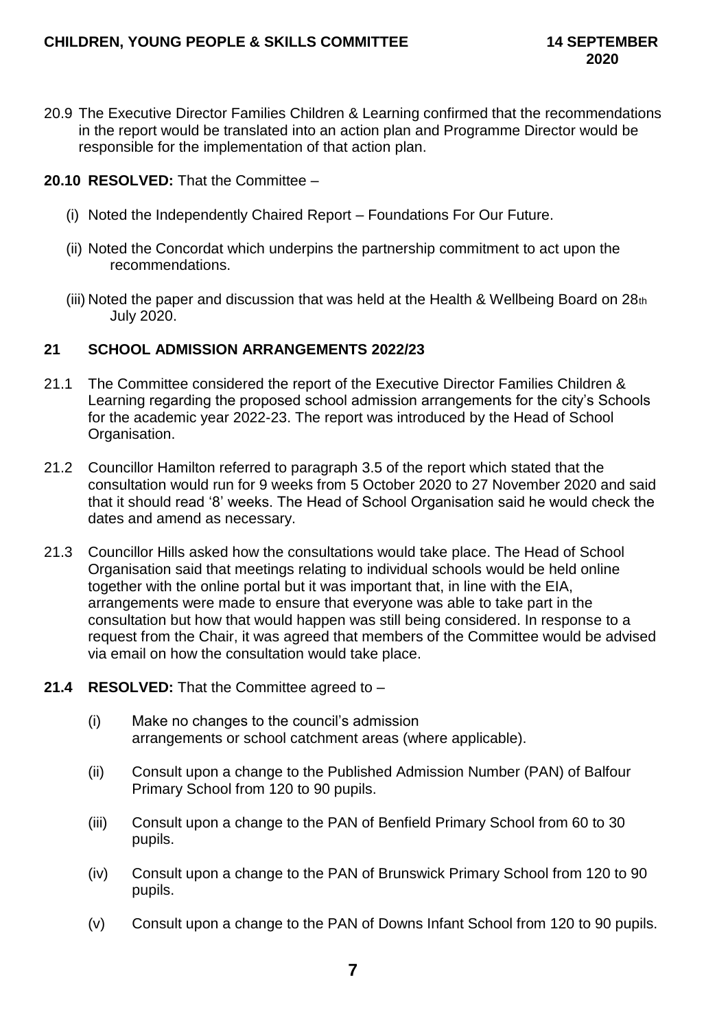20.9 The Executive Director Families Children & Learning confirmed that the recommendations in the report would be translated into an action plan and Programme Director would be responsible for the implementation of that action plan.

**20.10 RESOLVED:** That the Committee –

(i) Noted the Independently Chaired Report – Foundations For Our Future.

(ii) Noted the Concordat which underpins the partnership commitment to act upon the recommendations.

(iii) Noted the paper and discussion that was held at the Health & Wellbeing Board on 28th July 2020.

## 21 SCHOOL ADMISSION ARRANGEMENTS 2022/23

21.1 The Committee considered the report of the Executive Director Families Children & Learning regarding the proposed school admission arrangements for the city's Schools for the academic year 2022-23. The report was introduced by the Head of School Organisation.

21.2 Councillor Hamilton referred to paragraph 3.5 of the report which stated that the consultation would run for 9 weeks from 5 October 2020 to 27 November 2020 and said that it should read '8' weeks. The Head of School Organisation said he would check the dates and amend as necessary.

21.3 Councillor Hills asked how the consultations would take place. The Head of School Organisation said that meetings relating to individual schools would be held online together with the online portal but it was important that, in line with the EIA, arrangements were made to ensure that everyone was able to take part in the consultation but how that would happen was still being considered. In response to a request from the Chair, it was agreed that members of the Committee would be advised via email on how the consultation would take place.

**21.4 RESOLVED:** That the Committee agreed to –

(i) Make no changes to the council's admission arrangements or school catchment areas (where applicable).

(ii) Consult upon a change to the Published Admission Number (PAN) of Balfour Primary School from 120 to 90 pupils.

(iii) Consult upon a change to the PAN of Benfield Primary School from 60 to 30 pupils.

(iv) Consult upon a change to the PAN of Brunswick Primary School from 120 to 90 pupils.

(v) Consult upon a change to the PAN of Downs Infant School from 120 to 90 pupils.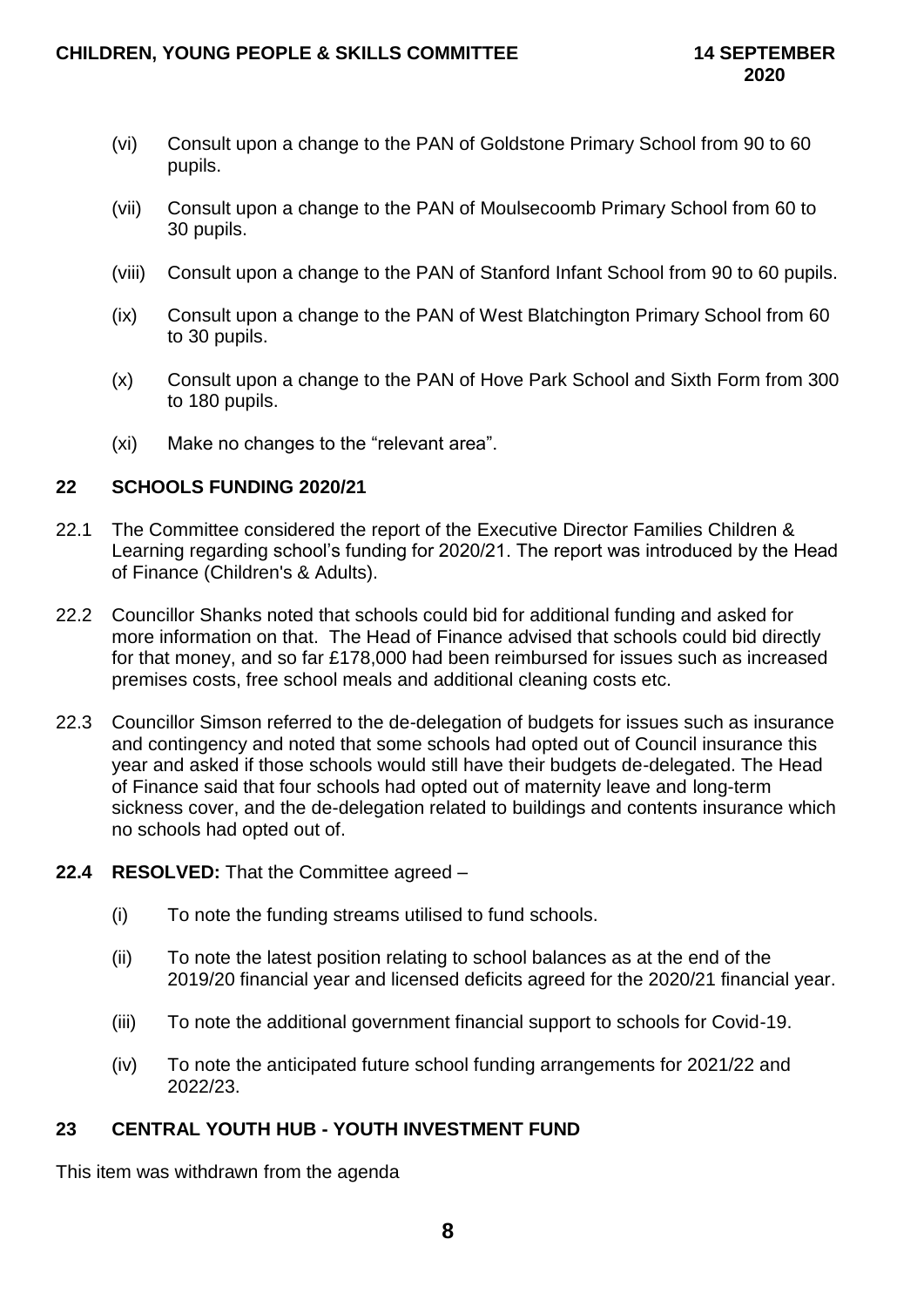(vi) Consult upon a change to the PAN of Goldstone Primary School from 90 to 60 pupils.

(vii) Consult upon a change to the PAN of Moulsecoomb Primary School from 60 to 30 pupils.

(viii) Consult upon a change to the PAN of Stanford Infant School from 90 to 60 pupils.

(ix) Consult upon a change to the PAN of West Blatchington Primary School from 60 to 30 pupils.

(x) Consult upon a change to the PAN of Hove Park School and Sixth Form from 300 to 180 pupils.

(xi) Make no changes to the "relevant area".

## 22 SCHOOLS FUNDING 2020/21

22.1 The Committee considered the report of the Executive Director Families Children & Learning regarding school's funding for 2020/21. The report was introduced by the Head of Finance (Children's & Adults).

22.2 Councillor Shanks noted that schools could bid for additional funding and asked for more information on that. The Head of Finance advised that schools could bid directly for that money, and so far £178,000 had been reimbursed for issues such as increased premises costs, free school meals and additional cleaning costs etc.

22.3 Councillor Simson referred to the de-delegation of budgets for issues such as insurance and contingency and noted that some schools had opted out of Council insurance this year and asked if those schools would still have their budgets de-delegated. The Head of Finance said that four schools had opted out of maternity leave and long-term sickness cover, and the de-delegation related to buildings and contents insurance which no schools had opted out of.

**22.4 RESOLVED:** That the Committee agreed –

(i) To note the funding streams utilised to fund schools.

(ii) To note the latest position relating to school balances as at the end of the 2019/20 financial year and licensed deficits agreed for the 2020/21 financial year.

(iii) To note the additional government financial support to schools for Covid-19.

(iv) To note the anticipated future school funding arrangements for 2021/22 and 2022/23.

## 23 CENTRAL YOUTH HUB - YOUTH INVESTMENT FUND

This item was withdrawn from the agenda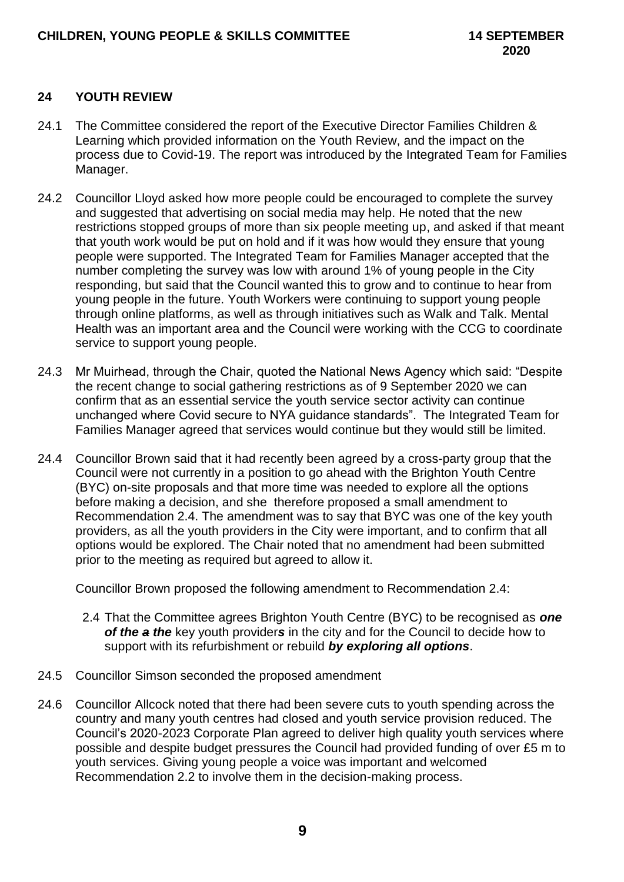## 24 YOUTH REVIEW

24.1 The Committee considered the report of the Executive Director Families Children & Learning which provided information on the Youth Review, and the impact on the process due to Covid-19. The report was introduced by the Integrated Team for Families Manager.

24.2 Councillor Lloyd asked how more people could be encouraged to complete the survey and suggested that advertising on social media may help. He noted that the new restrictions stopped groups of more than six people meeting up, and asked if that meant that youth work would be put on hold and if it was how would they ensure that young people were supported. The Integrated Team for Families Manager accepted that the number completing the survey was low with around 1% of young people in the City responding, but said that the Council wanted this to grow and to continue to hear from young people in the future. Youth Workers were continuing to support young people through online platforms, as well as through initiatives such as Walk and Talk. Mental Health was an important area and the Council were working with the CCG to coordinate service to support young people.

24.3 Mr Muirhead, through the Chair, quoted the National News Agency which said: "Despite the recent change to social gathering restrictions as of 9 September 2020 we can confirm that as an essential service the youth service sector activity can continue unchanged where Covid secure to NYA guidance standards". The Integrated Team for Families Manager agreed that services would continue but they would still be limited.

24.4 Councillor Brown said that it had recently been agreed by a cross-party group that the Council were not currently in a position to go ahead with the Brighton Youth Centre (BYC) on-site proposals and that more time was needed to explore all the options before making a decision, and she therefore proposed a small amendment to Recommendation 2.4. The amendment was to say that BYC was one of the key youth providers, as all the youth providers in the City were important, and to confirm that all options would be explored. The Chair noted that no amendment had been submitted prior to the meeting as required but agreed to allow it.

Councillor Brown proposed the following amendment to Recommendation 2.4:

> 2.4 That the Committee agrees Brighton Youth Centre (BYC) to be recognised as ***one of the ~~a~~ the*** key youth provider***s*** in the city and for the Council to decide how to support with its refurbishment or rebuild ***by exploring all options***.

24.5 Councillor Simson seconded the proposed amendment

24.6 Councillor Allcock noted that there had been severe cuts to youth spending across the country and many youth centres had closed and youth service provision reduced. The Council's 2020-2023 Corporate Plan agreed to deliver high quality youth services where possible and despite budget pressures the Council had provided funding of over £5 m to youth services. Giving young people a voice was important and welcomed Recommendation 2.2 to involve them in the decision-making process.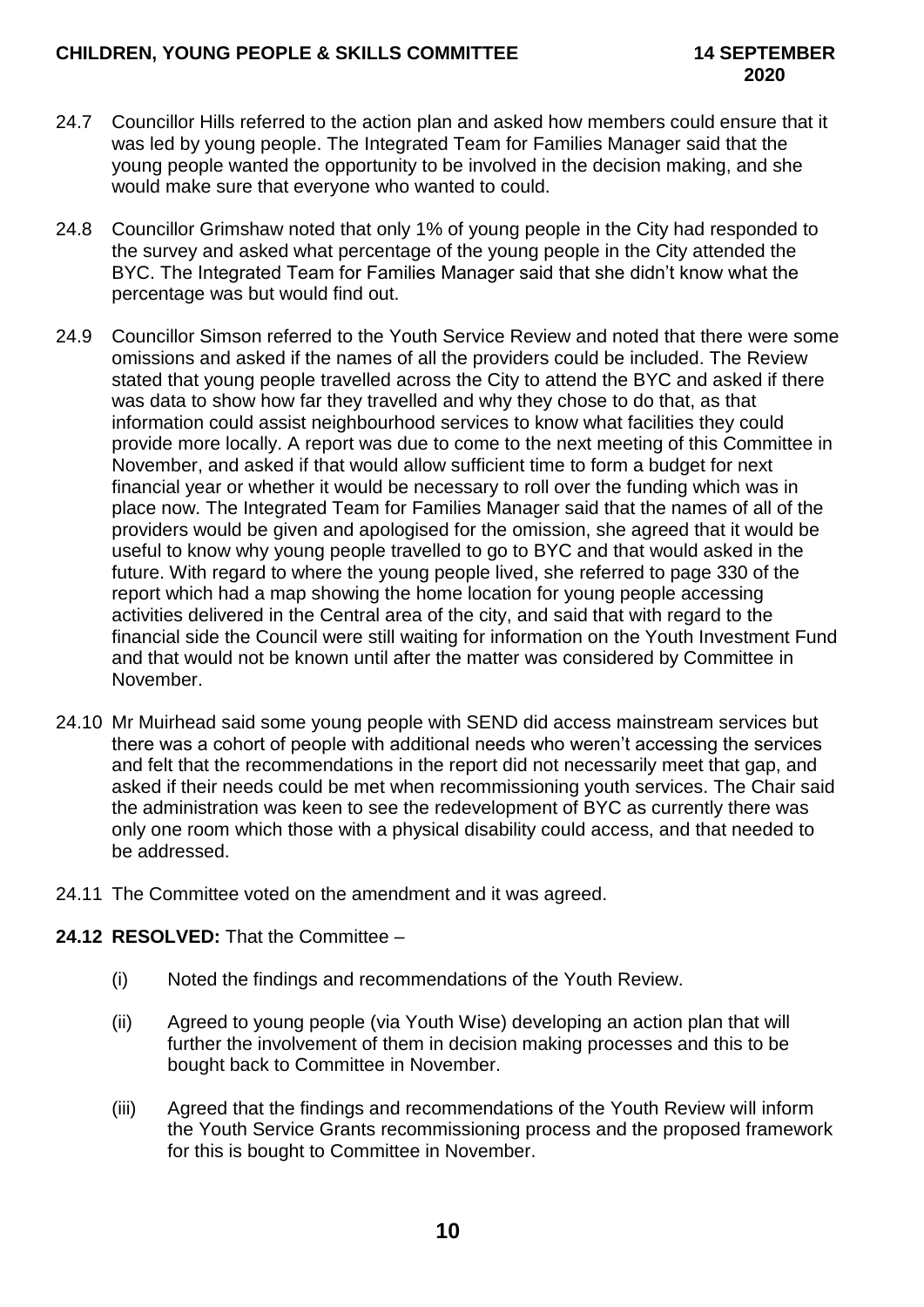24.7 Councillor Hills referred to the action plan and asked how members could ensure that it was led by young people. The Integrated Team for Families Manager said that the young people wanted the opportunity to be involved in the decision making, and she would make sure that everyone who wanted to could.

24.8 Councillor Grimshaw noted that only 1% of young people in the City had responded to the survey and asked what percentage of the young people in the City attended the BYC. The Integrated Team for Families Manager said that she didn't know what the percentage was but would find out.

24.9 Councillor Simson referred to the Youth Service Review and noted that there were some omissions and asked if the names of all the providers could be included. The Review stated that young people travelled across the City to attend the BYC and asked if there was data to show how far they travelled and why they chose to do that, as that information could assist neighbourhood services to know what facilities they could provide more locally. A report was due to come to the next meeting of this Committee in November, and asked if that would allow sufficient time to form a budget for next financial year or whether it would be necessary to roll over the funding which was in place now. The Integrated Team for Families Manager said that the names of all of the providers would be given and apologised for the omission, she agreed that it would be useful to know why young people travelled to go to BYC and that would asked in the future. With regard to where the young people lived, she referred to page 330 of the report which had a map showing the home location for young people accessing activities delivered in the Central area of the city, and said that with regard to the financial side the Council were still waiting for information on the Youth Investment Fund and that would not be known until after the matter was considered by Committee in November.

24.10 Mr Muirhead said some young people with SEND did access mainstream services but there was a cohort of people with additional needs who weren't accessing the services and felt that the recommendations in the report did not necessarily meet that gap, and asked if their needs could be met when recommissioning youth services. The Chair said the administration was keen to see the redevelopment of BYC as currently there was only one room which those with a physical disability could access, and that needed to be addressed.

24.11 The Committee voted on the amendment and it was agreed.

**24.12 RESOLVED:** That the Committee –

(i) Noted the findings and recommendations of the Youth Review.

(ii) Agreed to young people (via Youth Wise) developing an action plan that will further the involvement of them in decision making processes and this to be bought back to Committee in November.

(iii) Agreed that the findings and recommendations of the Youth Review will inform the Youth Service Grants recommissioning process and the proposed framework for this is bought to Committee in November.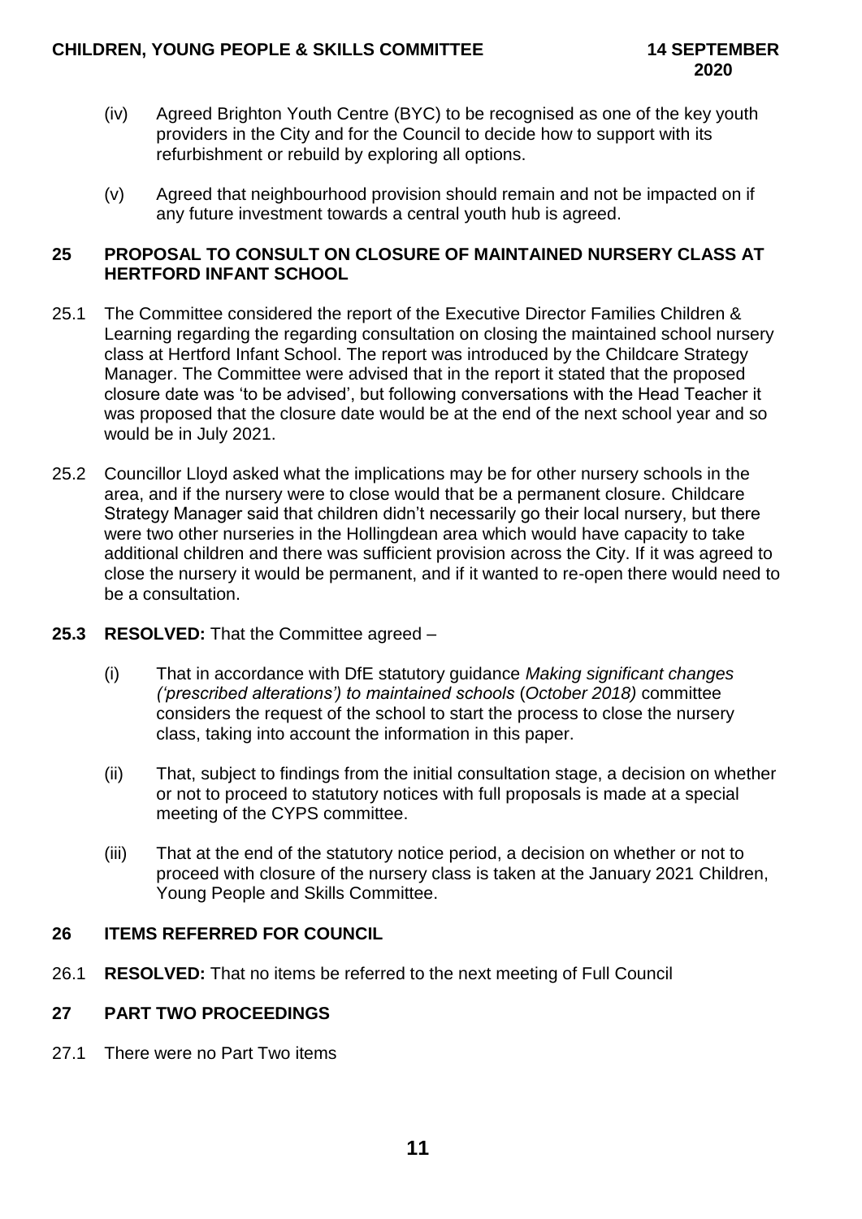(iv) Agreed Brighton Youth Centre (BYC) to be recognised as one of the key youth providers in the City and for the Council to decide how to support with its refurbishment or rebuild by exploring all options.

(v) Agreed that neighbourhood provision should remain and not be impacted on if any future investment towards a central youth hub is agreed.

## 25 PROPOSAL TO CONSULT ON CLOSURE OF MAINTAINED NURSERY CLASS AT HERTFORD INFANT SCHOOL

25.1 The Committee considered the report of the Executive Director Families Children & Learning regarding the regarding consultation on closing the maintained school nursery class at Hertford Infant School. The report was introduced by the Childcare Strategy Manager. The Committee were advised that in the report it stated that the proposed closure date was 'to be advised', but following conversations with the Head Teacher it was proposed that the closure date would be at the end of the next school year and so would be in July 2021.

25.2 Councillor Lloyd asked what the implications may be for other nursery schools in the area, and if the nursery were to close would that be a permanent closure. Childcare Strategy Manager said that children didn't necessarily go their local nursery, but there were two other nurseries in the Hollingdean area which would have capacity to take additional children and there was sufficient provision across the City. If it was agreed to close the nursery it would be permanent, and if it wanted to re-open there would need to be a consultation.

**25.3 RESOLVED:** That the Committee agreed –

(i) That in accordance with DfE statutory guidance *Making significant changes ('prescribed alterations') to maintained schools* (*October 2018)* committee considers the request of the school to start the process to close the nursery class, taking into account the information in this paper.

(ii) That, subject to findings from the initial consultation stage, a decision on whether or not to proceed to statutory notices with full proposals is made at a special meeting of the CYPS committee.

(iii) That at the end of the statutory notice period, a decision on whether or not to proceed with closure of the nursery class is taken at the January 2021 Children, Young People and Skills Committee.

## 26 ITEMS REFERRED FOR COUNCIL

26.1 **RESOLVED:** That no items be referred to the next meeting of Full Council

## 27 PART TWO PROCEEDINGS

27.1 There were no Part Two items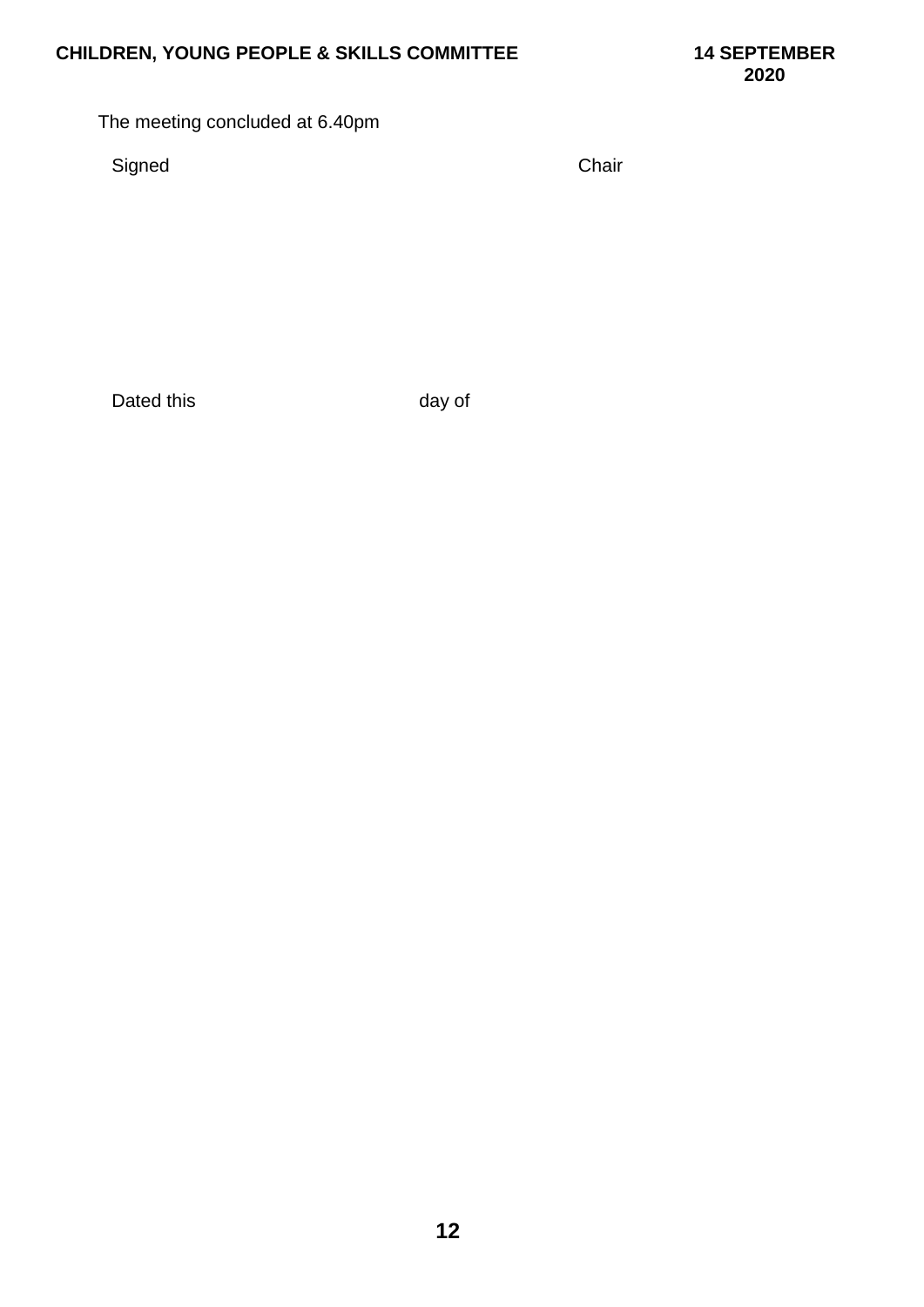The meeting concluded at 6.40pm

Signed                                                    Chair

Dated this                              day of